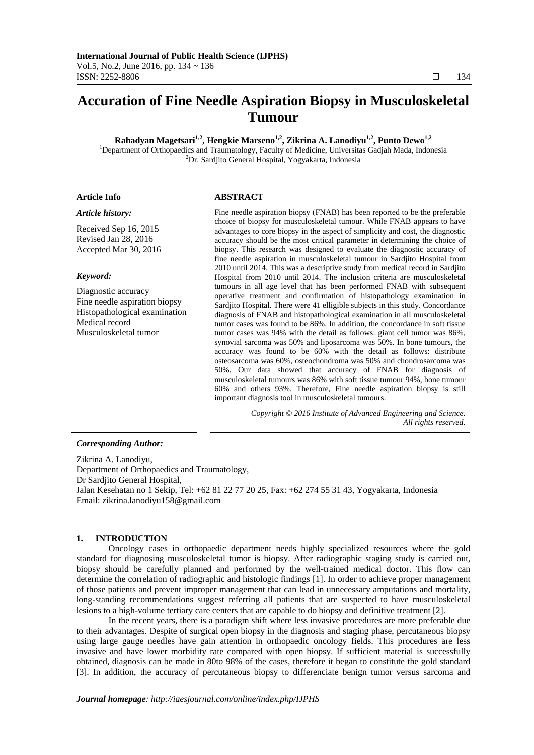# Accuration of Fine Needle Aspiration Biopsy in Musculoskeletal Tumour

**Rahadyan Magetsari[1,2], Hengkie Marseno[1,2], Zikrina A. Lanodiyu[1,2], Punto Dewo[1,2]**

[1]Department of Orthopaedics and Traumatology, Faculty of Medicine, Universitas Gadjah Mada, Indonesia
[2]Dr. Sardjito General Hospital, Yogyakarta, Indonesia

**Article Info**

*Article history:*

Received Sep 16, 2015
Revised Jan 28, 2016
Accepted Mar 30, 2016

*Keyword:*

Diagnostic accuracy
Fine needle aspiration biopsy
Histopathological examination
Medical record
Musculoskeletal tumor

**ABSTRACT**

Fine needle aspiration biopsy (FNAB) has been reported to be the preferable choice of biopsy for musculoskeletal tumour. While FNAB appears to have advantages to core biopsy in the aspect of simplicity and cost, the diagnostic accuracy should be the most critical parameter in determining the choice of biopsy. This research was designed to evaluate the diagnostic accuracy of fine needle aspiration in musculoskeletal tumour in Sardjito Hospital from 2010 until 2014. This was a descriptive study from medical record in Sardjito Hospital from 2010 until 2014. The inclusion criteria are musculoskeletal tumours in all age level that has been performed FNAB with subsequent operative treatment and confirmation of histopathology examination in Sardjito Hospital. There were 41 elligible subjects in this study. Concordance diagnosis of FNAB and histopathological examination in all musculoskeletal tumor cases was found to be 86%. In addition, the concordance in soft tissue tumor cases was 94% with the detail as follows: giant cell tumor was 86%, synovial sarcoma was 50% and liposarcoma was 50%. In bone tumours, the accuracy was found to be 60% with the detail as follows: distribute osteosarcoma was 60%, osteochondroma was 50% and chondrosarcoma was 50%. Our data showed that accuracy of FNAB for diagnosis of musculoskeletal tumours was 86% with soft tissue tumour 94%, bone tumour 60% and others 93%. Therefore, Fine needle aspiration biopsy is still important diagnosis tool in musculoskeletal tumours.

*Copyright © 2016 Institute of Advanced Engineering and Science. All rights reserved.*

***Corresponding Author:***

Zikrina A. Lanodiyu,
Department of Orthopaedics and Traumatology,
Dr Sardjito General Hospital,
Jalan Kesehatan no 1 Sekip, Tel: +62 81 22 77 20 25, Fax: +62 274 55 31 43, Yogyakarta, Indonesia
Email: zikrina.lanodiyu158@gmail.com

## 1. INTRODUCTION

Oncology cases in orthopaedic department needs highly specialized resources where the gold standard for diagnosing musculoskeletal tumor is biopsy. After radiographic staging study is carried out, biopsy should be carefully planned and performed by the well-trained medical doctor. This flow can determine the correlation of radiographic and histologic findings [1]. In order to achieve proper management of those patients and prevent improper management that can lead in unnecessary amputations and mortality, long-standing recommendations suggest referring all patients that are suspected to have musculoskeletal lesions to a high-volume tertiary care centers that are capable to do biopsy and definitive treatment [2].

In the recent years, there is a paradigm shift where less invasive procedures are more preferable due to their advantages. Despite of surgical open biopsy in the diagnosis and staging phase, percutaneous biopsy using large gauge needles have gain attention in orthopaedic oncology fields. This procedures are less invasive and have lower morbidity rate compared with open biopsy. If sufficient material is successfully obtained, diagnosis can be made in 80to 98% of the cases, therefore it began to constitute the gold standard [3]. In addition, the accuracy of percutaneous biopsy to differenciate benign tumor versus sarcoma and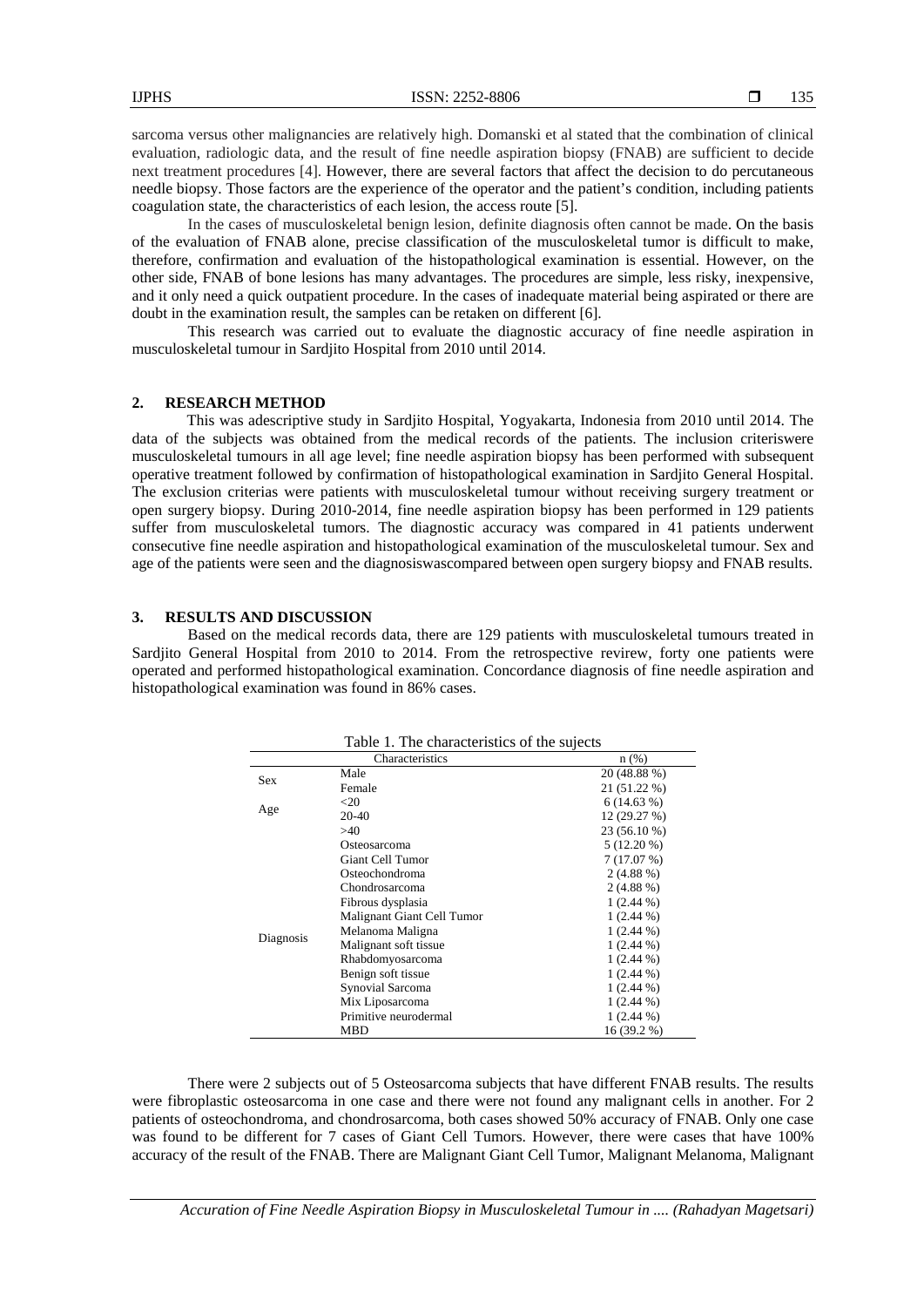sarcoma versus other malignancies are relatively high. Domanski et al stated that the combination of clinical evaluation, radiologic data, and the result of fine needle aspiration biopsy (FNAB) are sufficient to decide next treatment procedures [4]. However, there are several factors that affect the decision to do percutaneous needle biopsy. Those factors are the experience of the operator and the patient's condition, including patients coagulation state, the characteristics of each lesion, the access route [5].

In the cases of musculoskeletal benign lesion, definite diagnosis often cannot be made. On the basis of the evaluation of FNAB alone, precise classification of the musculoskeletal tumor is difficult to make, therefore, confirmation and evaluation of the histopathological examination is essential. However, on the other side, FNAB of bone lesions has many advantages. The procedures are simple, less risky, inexpensive, and it only need a quick outpatient procedure. In the cases of inadequate material being aspirated or there are doubt in the examination result, the samples can be retaken on different [6].

This research was carried out to evaluate the diagnostic accuracy of fine needle aspiration in musculoskeletal tumour in Sardjito Hospital from 2010 until 2014.

## 2. RESEARCH METHOD

This was adescriptive study in Sardjito Hospital, Yogyakarta, Indonesia from 2010 until 2014. The data of the subjects was obtained from the medical records of the patients. The inclusion criteriswere musculoskeletal tumours in all age level; fine needle aspiration biopsy has been performed with subsequent operative treatment followed by confirmation of histopathological examination in Sardjito General Hospital. The exclusion criterias were patients with musculoskeletal tumour without receiving surgery treatment or open surgery biopsy. During 2010-2014, fine needle aspiration biopsy has been performed in 129 patients suffer from musculoskeletal tumors. The diagnostic accuracy was compared in 41 patients underwent consecutive fine needle aspiration and histopathological examination of the musculoskeletal tumour. Sex and age of the patients were seen and the diagnosiswascompared between open surgery biopsy and FNAB results.

## 3. RESULTS AND DISCUSSION

Based on the medical records data, there are 129 patients with musculoskeletal tumours treated in Sardjito General Hospital from 2010 to 2014. From the retrospective revirew, forty one patients were operated and performed histopathological examination. Concordance diagnosis of fine needle aspiration and histopathological examination was found in 86% cases.

Table 1. The characteristics of the sujects

| Characteristics | | n (%) |
|---|---|---|
| Sex | Male | 20 (48.88 %) |
| | Female | 21 (51.22 %) |
| Age | <20 | 6 (14.63 %) |
| | 20-40 | 12 (29.27 %) |
| | >40 | 23 (56.10 %) |
| Diagnosis | Osteosarcoma | 5 (12.20 %) |
| | Giant Cell Tumor | 7 (17.07 %) |
| | Osteochondroma | 2 (4.88 %) |
| | Chondrosarcoma | 2 (4.88 %) |
| | Fibrous dysplasia | 1 (2.44 %) |
| | Malignant Giant Cell Tumor | 1 (2.44 %) |
| | Melanoma Maligna | 1 (2.44 %) |
| | Malignant soft tissue | 1 (2.44 %) |
| | Rhabdomyosarcoma | 1 (2.44 %) |
| | Benign soft tissue | 1 (2.44 %) |
| | Synovial Sarcoma | 1 (2.44 %) |
| | Mix Liposarcoma | 1 (2.44 %) |
| | Primitive neurodermal | 1 (2.44 %) |
| | MBD | 16 (39.2 %) |

There were 2 subjects out of 5 Osteosarcoma subjects that have different FNAB results. The results were fibroplastic osteosarcoma in one case and there were not found any malignant cells in another. For 2 patients of osteochondroma, and chondrosarcoma, both cases showed 50% accuracy of FNAB. Only one case was found to be different for 7 cases of Giant Cell Tumors. However, there were cases that have 100% accuracy of the result of the FNAB. There are Malignant Giant Cell Tumor, Malignant Melanoma, Malignant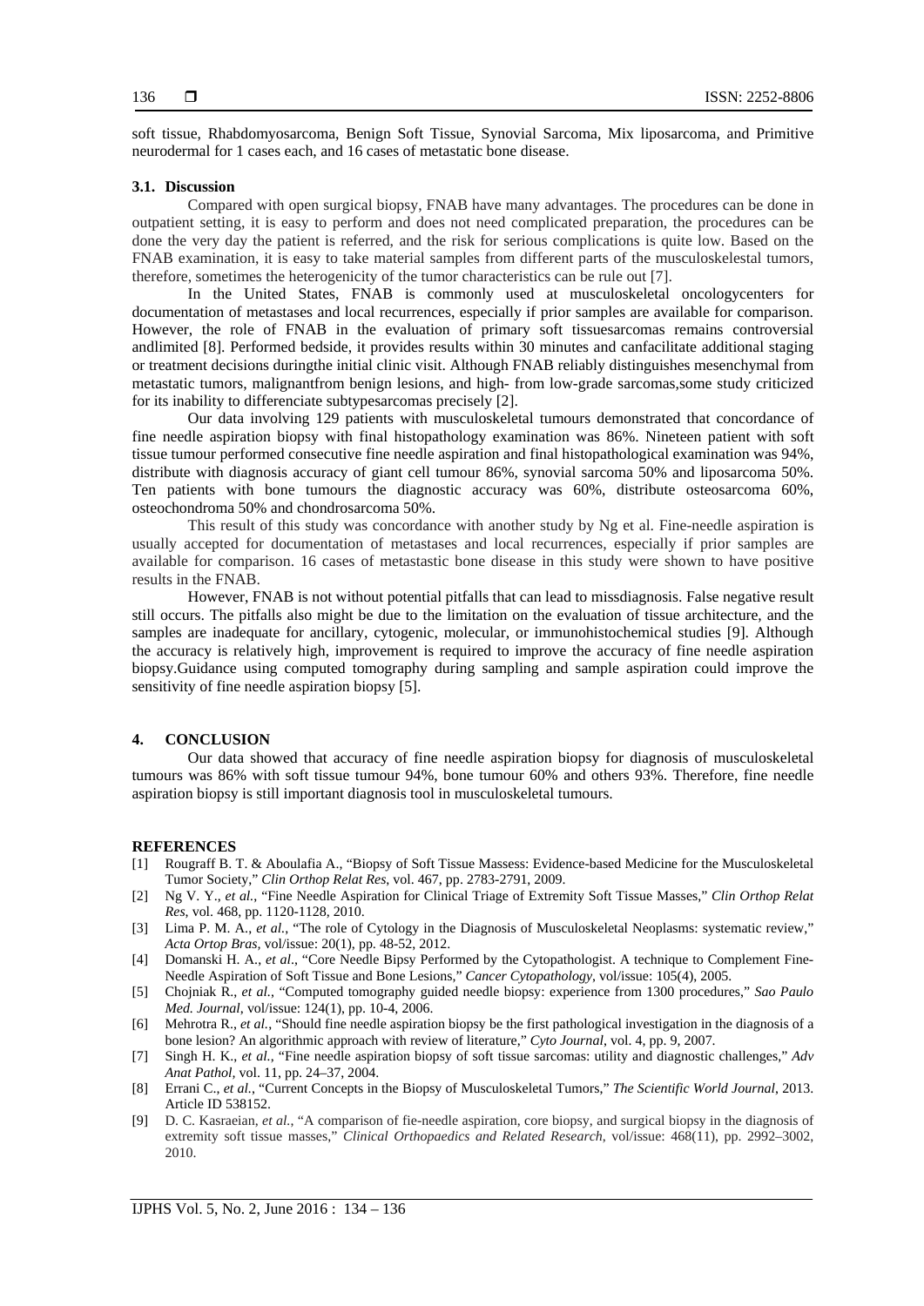soft tissue, Rhabdomyosarcoma, Benign Soft Tissue, Synovial Sarcoma, Mix liposarcoma, and Primitive neurodermal for 1 cases each, and 16 cases of metastatic bone disease.

### 3.1. Discussion

Compared with open surgical biopsy, FNAB have many advantages. The procedures can be done in outpatient setting, it is easy to perform and does not need complicated preparation, the procedures can be done the very day the patient is referred, and the risk for serious complications is quite low. Based on the FNAB examination, it is easy to take material samples from different parts of the musculoskelestal tumors, therefore, sometimes the heterogenicity of the tumor characteristics can be rule out [7].

In the United States, FNAB is commonly used at musculoskeletal oncologycenters for documentation of metastases and local recurrences, especially if prior samples are available for comparison. However, the role of FNAB in the evaluation of primary soft tissuesarcomas remains controversial andlimited [8]. Performed bedside, it provides results within 30 minutes and canfacilitate additional staging or treatment decisions duringthe initial clinic visit. Although FNAB reliably distinguishes mesenchymal from metastatic tumors, malignantfrom benign lesions, and high- from low-grade sarcomas,some study criticized for its inability to differenciate subtypesarcomas precisely [2].

Our data involving 129 patients with musculoskeletal tumours demonstrated that concordance of fine needle aspiration biopsy with final histopathology examination was 86%. Nineteen patient with soft tissue tumour performed consecutive fine needle aspiration and final histopathological examination was 94%, distribute with diagnosis accuracy of giant cell tumour 86%, synovial sarcoma 50% and liposarcoma 50%. Ten patients with bone tumours the diagnostic accuracy was 60%, distribute osteosarcoma 60%, osteochondroma 50% and chondrosarcoma 50%.

This result of this study was concordance with another study by Ng et al. Fine-needle aspiration is usually accepted for documentation of metastases and local recurrences, especially if prior samples are available for comparison. 16 cases of metastastic bone disease in this study were shown to have positive results in the FNAB.

However, FNAB is not without potential pitfalls that can lead to missdiagnosis. False negative result still occurs. The pitfalls also might be due to the limitation on the evaluation of tissue architecture, and the samples are inadequate for ancillary, cytogenic, molecular, or immunohistochemical studies [9]. Although the accuracy is relatively high, improvement is required to improve the accuracy of fine needle aspiration biopsy.Guidance using computed tomography during sampling and sample aspiration could improve the sensitivity of fine needle aspiration biopsy [5].

## 4. CONCLUSION

Our data showed that accuracy of fine needle aspiration biopsy for diagnosis of musculoskeletal tumours was 86% with soft tissue tumour 94%, bone tumour 60% and others 93%. Therefore, fine needle aspiration biopsy is still important diagnosis tool in musculoskeletal tumours.

## REFERENCES

[1] Rougraff B. T. & Aboulafia A., "Biopsy of Soft Tissue Massess: Evidence-based Medicine for the Musculoskeletal Tumor Society," *Clin Orthop Relat Res*, vol. 467, pp. 2783-2791, 2009.

[2] Ng V. Y., *et al.*, "Fine Needle Aspiration for Clinical Triage of Extremity Soft Tissue Masses," *Clin Orthop Relat Res*, vol. 468, pp. 1120-1128, 2010.

[3] Lima P. M. A., *et al.*, "The role of Cytology in the Diagnosis of Musculoskeletal Neoplasms: systematic review," *Acta Ortop Bras*, vol/issue: 20(1), pp. 48-52, 2012.

[4] Domanski H. A., *et al.*, "Core Needle Bipsy Performed by the Cytopathologist. A technique to Complement Fine-Needle Aspiration of Soft Tissue and Bone Lesions," *Cancer Cytopathology*, vol/issue: 105(4), 2005.

[5] Chojniak R., *et al.*, "Computed tomography guided needle biopsy: experience from 1300 procedures," *Sao Paulo Med. Journal*, vol/issue: 124(1), pp. 10-4, 2006.

[6] Mehrotra R., *et al.*, "Should fine needle aspiration biopsy be the first pathological investigation in the diagnosis of a bone lesion? An algorithmic approach with review of literature," *Cyto Journal*, vol. 4, pp. 9, 2007.

[7] Singh H. K., *et al.*, "Fine needle aspiration biopsy of soft tissue sarcomas: utility and diagnostic challenges," *Adv Anat Pathol*, vol. 11, pp. 24–37, 2004.

[8] Errani C., *et al.*, "Current Concepts in the Biopsy of Musculoskeletal Tumors," *The Scientific World Journal*, 2013. Article ID 538152.

[9] D. C. Kasraeian, *et al.*, "A comparison of fie-needle aspiration, core biopsy, and surgical biopsy in the diagnosis of extremity soft tissue masses," *Clinical Orthopaedics and Related Research*, vol/issue: 468(11), pp. 2992–3002, 2010.